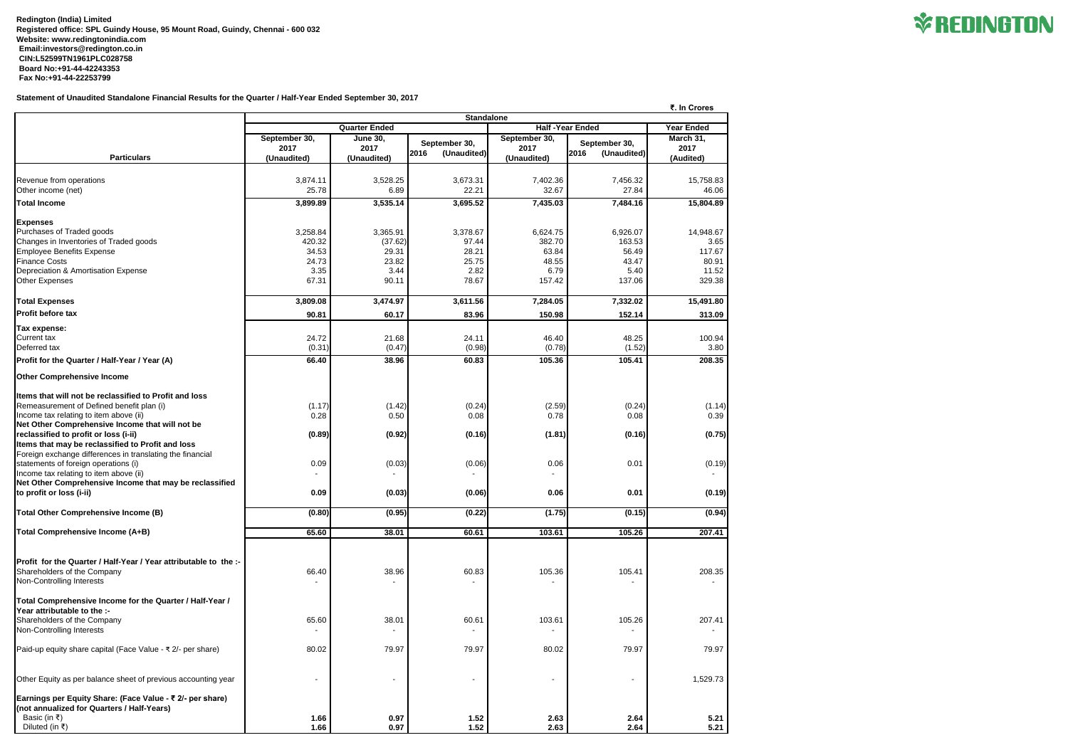**Redington (India) Limited**
**Registered office: SPL Guindy House, 95 Mount Road, Guindy, Chennai - 600 032**
**Website: www.redingtonindia.com**
**Email:investors@redington.co.in**
**CIN:L52599TN1961PLC028758**
**Board No:+91-44-42243353**
**Fax No:+91-44-22253799**

REDINGTON

**Statement of Unaudited Standalone Financial Results for the Quarter / Half-Year Ended September 30, 2017**

₹. In Crores

| Particulars | Standalone | | | | | |
|---|---|---|---|---|---|---|
| | Quarter Ended | | | Half -Year Ended | | Year Ended |
| | September 30, 2017 (Unaudited) | June 30, 2017 (Unaudited) | September 30, 2016 (Unaudited) | September 30, 2017 (Unaudited) | September 30, 2016 (Unaudited) | March 31, 2017 (Audited) |
| Revenue from operations | 3,874.11 | 3,528.25 | 3,673.31 | 7,402.36 | 7,456.32 | 15,758.83 |
| Other income (net) | 25.78 | 6.89 | 22.21 | 32.67 | 27.84 | 46.06 |
| **Total Income** | **3,899.89** | **3,535.14** | **3,695.52** | **7,435.03** | **7,484.16** | **15,804.89** |
| **Expenses** | | | | | | |
| Purchases of Traded goods | 3,258.84 | 3,365.91 | 3,378.67 | 6,624.75 | 6,926.07 | 14,948.67 |
| Changes in Inventories of Traded goods | 420.32 | (37.62) | 97.44 | 382.70 | 163.53 | 3.65 |
| Employee Benefits Expense | 34.53 | 29.31 | 28.21 | 63.84 | 56.49 | 117.67 |
| Finance Costs | 24.73 | 23.82 | 25.75 | 48.55 | 43.47 | 80.91 |
| Depreciation & Amortisation Expense | 3.35 | 3.44 | 2.82 | 6.79 | 5.40 | 11.52 |
| Other Expenses | 67.31 | 90.11 | 78.67 | 157.42 | 137.06 | 329.38 |
| **Total Expenses** | **3,809.08** | **3,474.97** | **3,611.56** | **7,284.05** | **7,332.02** | **15,491.80** |
| **Profit before tax** | **90.81** | **60.17** | **83.96** | **150.98** | **152.14** | **313.09** |
| **Tax expense:** | | | | | | |
| Current tax | 24.72 | 21.68 | 24.11 | 46.40 | 48.25 | 100.94 |
| Deferred tax | (0.31) | (0.47) | (0.98) | (0.78) | (1.52) | 3.80 |
| **Profit for the Quarter / Half-Year / Year (A)** | **66.40** | **38.96** | **60.83** | **105.36** | **105.41** | **208.35** |
| **Other Comprehensive Income** | | | | | | |
| **Items that will not be reclassified to Profit and loss** | | | | | | |
| Remeasurement of Defined benefit plan (i) | (1.17) | (1.42) | (0.24) | (2.59) | (0.24) | (1.14) |
| Income tax relating to item above (ii) | 0.28 | 0.50 | 0.08 | 0.78 | 0.08 | 0.39 |
| **Net Other Comprehensive Income that will not be reclassified to profit or loss (i-ii)** | **(0.89)** | **(0.92)** | **(0.16)** | **(1.81)** | **(0.16)** | **(0.75)** |
| **Items that may be reclassified to Profit and loss** | | | | | | |
| Foreign exchange differences in translating the financial statements of foreign operations (i) | 0.09 | (0.03) | (0.06) | 0.06 | 0.01 | (0.19) |
| Income tax relating to item above (ii) | - | - | - | - | | - |
| **Net Other Comprehensive Income that may be reclassified to profit or loss (i-ii)** | **0.09** | **(0.03)** | **(0.06)** | **0.06** | **0.01** | **(0.19)** |
| **Total Other Comprehensive Income (B)** | **(0.80)** | **(0.95)** | **(0.22)** | **(1.75)** | **(0.15)** | **(0.94)** |
| **Total Comprehensive Income (A+B)** | **65.60** | **38.01** | **60.61** | **103.61** | **105.26** | **207.41** |
| **Profit for the Quarter / Half-Year / Year attributable to the :-** | | | | | | |
| Shareholders of the Company | 66.40 | 38.96 | 60.83 | 105.36 | 105.41 | 208.35 |
| Non-Controlling Interests | - | - | - | - | - | - |
| **Total Comprehensive Income for the Quarter / Half-Year / Year attributable to the :-** | | | | | | |
| Shareholders of the Company | 65.60 | 38.01 | 60.61 | 103.61 | 105.26 | 207.41 |
| Non-Controlling Interests | - | - | - | - | - | - |
| Paid-up equity share capital (Face Value - ₹ 2/- per share) | 80.02 | 79.97 | 79.97 | 80.02 | 79.97 | 79.97 |
| Other Equity as per balance sheet of previous accounting year | - | - | - | - | - | 1,529.73 |
| **Earnings per Equity Share: (Face Value - ₹ 2/- per share) (not annualized for Quarters / Half-Years)** | | | | | | |
| Basic (in ₹) | **1.66** | **0.97** | **1.52** | **2.63** | **2.64** | **5.21** |
| Diluted (in ₹) | **1.66** | **0.97** | **1.52** | **2.63** | **2.64** | **5.21** |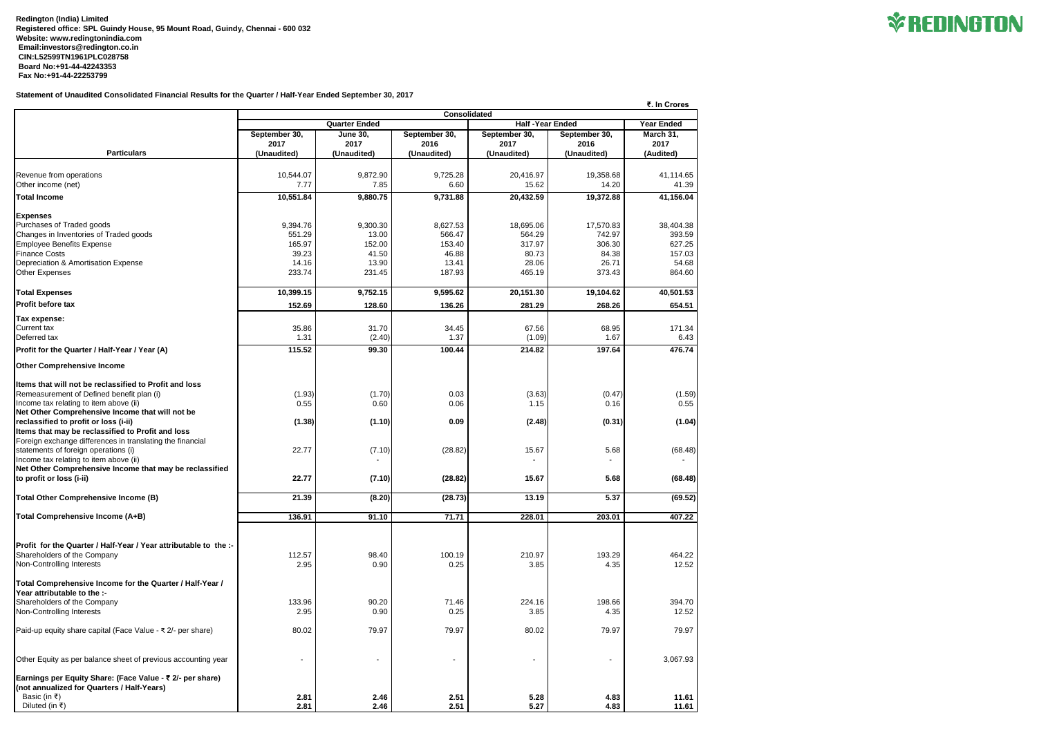**Redington (India) Limited**
**Registered office: SPL Guindy House, 95 Mount Road, Guindy, Chennai - 600 032**
**Website: www.redingtonindia.com**
**Email:investors@redington.co.in**
**CIN:L52599TN1961PLC028758**
**Board No:+91-44-42243353**
**Fax No:+91-44-22253799**

REDINGTON

**Statement of Unaudited Consolidated Financial Results for the Quarter / Half-Year Ended September 30, 2017**

₹. In Crores

| | Consolidated | | | | | |
|---|---|---|---|---|---|---|
| | Quarter Ended | | | Half -Year Ended | | Year Ended |
| **Particulars** | September 30, 2017 (Unaudited) | June 30, 2017 (Unaudited) | September 30, 2016 (Unaudited) | September 30, 2017 (Unaudited) | September 30, 2016 (Unaudited) | March 31, 2017 (Audited) |
| Revenue from operations | 10,544.07 | 9,872.90 | 9,725.28 | 20,416.97 | 19,358.68 | 41,114.65 |
| Other income (net) | 7.77 | 7.85 | 6.60 | 15.62 | 14.20 | 41.39 |
| **Total Income** | **10,551.84** | **9,880.75** | **9,731.88** | **20,432.59** | **19,372.88** | **41,156.04** |
| **Expenses** | | | | | | |
| Purchases of Traded goods | 9,394.76 | 9,300.30 | 8,627.53 | 18,695.06 | 17,570.83 | 38,404.38 |
| Changes in Inventories of Traded goods | 551.29 | 13.00 | 566.47 | 564.29 | 742.97 | 393.59 |
| Employee Benefits Expense | 165.97 | 152.00 | 153.40 | 317.97 | 306.30 | 627.25 |
| Finance Costs | 39.23 | 41.50 | 46.88 | 80.73 | 84.38 | 157.03 |
| Depreciation & Amortisation Expense | 14.16 | 13.90 | 13.41 | 28.06 | 26.71 | 54.68 |
| Other Expenses | 233.74 | 231.45 | 187.93 | 465.19 | 373.43 | 864.60 |
| **Total Expenses** | **10,399.15** | **9,752.15** | **9,595.62** | **20,151.30** | **19,104.62** | **40,501.53** |
| **Profit before tax** | **152.69** | **128.60** | **136.26** | **281.29** | **268.26** | **654.51** |
| **Tax expense:** | | | | | | |
| Current tax | 35.86 | 31.70 | 34.45 | 67.56 | 68.95 | 171.34 |
| Deferred tax | 1.31 | (2.40) | 1.37 | (1.09) | 1.67 | 6.43 |
| **Profit for the Quarter / Half-Year / Year (A)** | **115.52** | **99.30** | **100.44** | **214.82** | **197.64** | **476.74** |
| **Other Comprehensive Income** | | | | | | |
| **Items that will not be reclassified to Profit and loss** | | | | | | |
| Remeasurement of Defined benefit plan (i) | (1.93) | (1.70) | 0.03 | (3.63) | (0.47) | (1.59) |
| Income tax relating to item above (ii) | 0.55 | 0.60 | 0.06 | 1.15 | 0.16 | 0.55 |
| **Net Other Comprehensive Income that will not be reclassified to profit or loss (i-ii)** | **(1.38)** | **(1.10)** | **0.09** | **(2.48)** | **(0.31)** | **(1.04)** |
| **Items that may be reclassified to Profit and loss** | | | | | | |
| Foreign exchange differences in translating the financial statements of foreign operations (i) | 22.77 | (7.10) | (28.82) | 15.67 | 5.68 | (68.48) |
| Income tax relating to item above (ii) | | - | | - | - | - |
| **Net Other Comprehensive Income that may be reclassified to profit or loss (i-ii)** | **22.77** | **(7.10)** | **(28.82)** | **15.67** | **5.68** | **(68.48)** |
| **Total Other Comprehensive Income (B)** | **21.39** | **(8.20)** | **(28.73)** | **13.19** | **5.37** | **(69.52)** |
| **Total Comprehensive Income (A+B)** | **136.91** | **91.10** | **71.71** | **228.01** | **203.01** | **407.22** |
| **Profit for the Quarter / Half-Year / Year attributable to the :-** | | | | | | |
| Shareholders of the Company | 112.57 | 98.40 | 100.19 | 210.97 | 193.29 | 464.22 |
| Non-Controlling Interests | 2.95 | 0.90 | 0.25 | 3.85 | 4.35 | 12.52 |
| **Total Comprehensive Income for the Quarter / Half-Year / Year attributable to the :-** | | | | | | |
| Shareholders of the Company | 133.96 | 90.20 | 71.46 | 224.16 | 198.66 | 394.70 |
| Non-Controlling Interests | 2.95 | 0.90 | 0.25 | 3.85 | 4.35 | 12.52 |
| Paid-up equity share capital (Face Value - ₹ 2/- per share) | 80.02 | 79.97 | 79.97 | 80.02 | 79.97 | 79.97 |
| Other Equity as per balance sheet of previous accounting year | - | - | - | - | - | 3,067.93 |
| **Earnings per Equity Share: (Face Value - ₹ 2/- per share) (not annualized for Quarters / Half-Years)** | | | | | | |
| Basic (in ₹) | **2.81** | **2.46** | **2.51** | **5.28** | **4.83** | **11.61** |
| Diluted (in ₹) | **2.81** | **2.46** | **2.51** | **5.27** | **4.83** | **11.61** |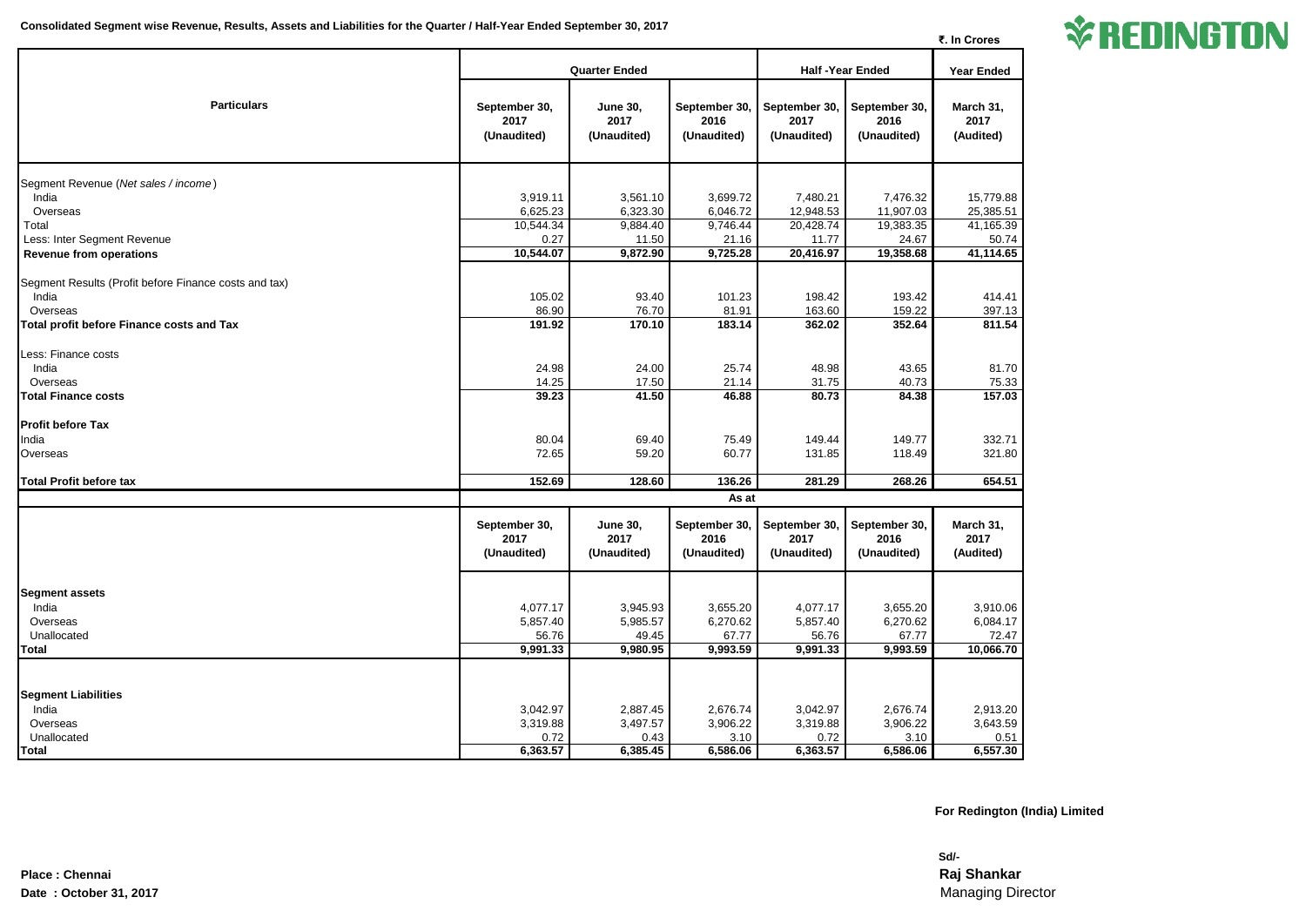**Consolidated Segment wise Revenue, Results, Assets and Liabilities for the Quarter / Half-Year Ended September 30, 2017**

**REDINGTON**

₹. In Crores

| Particulars | Quarter Ended | | | Half -Year Ended | | Year Ended |
|---|---|---|---|---|---|---|
| | September 30, 2017 (Unaudited) | June 30, 2017 (Unaudited) | September 30, 2016 (Unaudited) | September 30, 2017 (Unaudited) | September 30, 2016 (Unaudited) | March 31, 2017 (Audited) |
| Segment Revenue (*Net sales / income*) | | | | | | |
| India | 3,919.11 | 3,561.10 | 3,699.72 | 7,480.21 | 7,476.32 | 15,779.88 |
| Overseas | 6,625.23 | 6,323.30 | 6,046.72 | 12,948.53 | 11,907.03 | 25,385.51 |
| Total | 10,544.34 | 9,884.40 | 9,746.44 | 20,428.74 | 19,383.35 | 41,165.39 |
| Less: Inter Segment Revenue | 0.27 | 11.50 | 21.16 | 11.77 | 24.67 | 50.74 |
| **Revenue from operations** | **10,544.07** | **9,872.90** | **9,725.28** | **20,416.97** | **19,358.68** | **41,114.65** |
| Segment Results (Profit before Finance costs and tax) | | | | | | |
| India | 105.02 | 93.40 | 101.23 | 198.42 | 193.42 | 414.41 |
| Overseas | 86.90 | 76.70 | 81.91 | 163.60 | 159.22 | 397.13 |
| **Total profit before Finance costs and Tax** | **191.92** | **170.10** | **183.14** | **362.02** | **352.64** | **811.54** |
| Less: Finance costs | | | | | | |
| India | 24.98 | 24.00 | 25.74 | 48.98 | 43.65 | 81.70 |
| Overseas | 14.25 | 17.50 | 21.14 | 31.75 | 40.73 | 75.33 |
| **Total Finance costs** | **39.23** | **41.50** | **46.88** | **80.73** | **84.38** | **157.03** |
| **Profit before Tax** | | | | | | |
| India | 80.04 | 69.40 | 75.49 | 149.44 | 149.77 | 332.71 |
| Overseas | 72.65 | 59.20 | 60.77 | 131.85 | 118.49 | 321.80 |
| **Total Profit before tax** | **152.69** | **128.60** | **136.26** | **281.29** | **268.26** | **654.51** |
| | As at | | | | | |
| | September 30, 2017 (Unaudited) | June 30, 2017 (Unaudited) | September 30, 2016 (Unaudited) | September 30, 2017 (Unaudited) | September 30, 2016 (Unaudited) | March 31, 2017 (Audited) |
| **Segment assets** | | | | | | |
| India | 4,077.17 | 3,945.93 | 3,655.20 | 4,077.17 | 3,655.20 | 3,910.06 |
| Overseas | 5,857.40 | 5,985.57 | 6,270.62 | 5,857.40 | 6,270.62 | 6,084.17 |
| Unallocated | 56.76 | 49.45 | 67.77 | 56.76 | 67.77 | 72.47 |
| **Total** | **9,991.33** | **9,980.95** | **9,993.59** | **9,991.33** | **9,993.59** | **10,066.70** |
| **Segment Liabilities** | | | | | | |
| India | 3,042.97 | 2,887.45 | 2,676.74 | 3,042.97 | 2,676.74 | 2,913.20 |
| Overseas | 3,319.88 | 3,497.57 | 3,906.22 | 3,319.88 | 3,906.22 | 3,643.59 |
| Unallocated | 0.72 | 0.43 | 3.10 | 0.72 | 3.10 | 0.51 |
| **Total** | **6,363.57** | **6,385.45** | **6,586.06** | **6,363.57** | **6,586.06** | **6,557.30** |

**For Redington (India) Limited**

**Sd/-**
**Raj Shankar**
Managing Director

**Place : Chennai**
**Date : October 31, 2017**